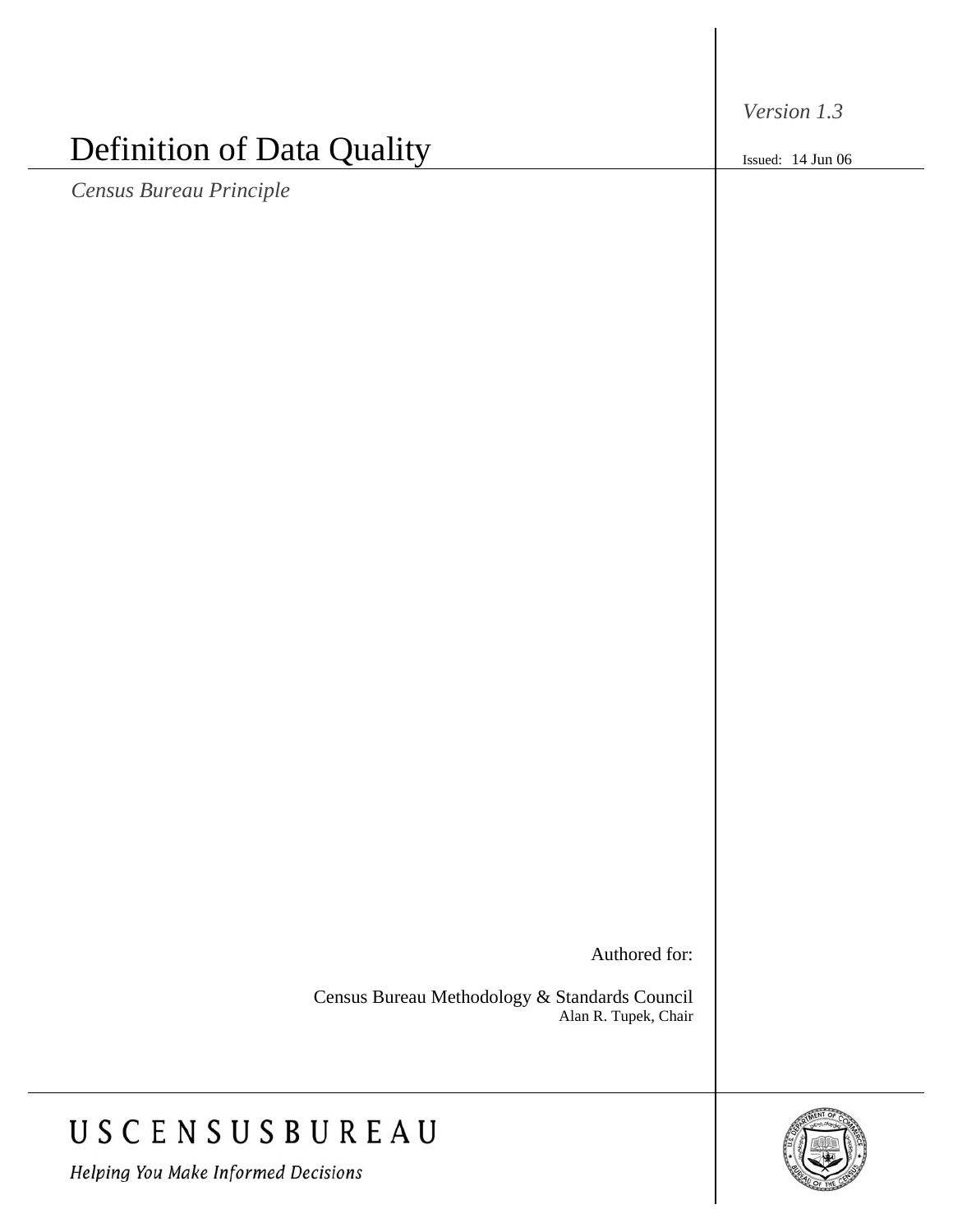# Definition of Data Quality

*Census Bureau Principle*

*Version 1.3*

Issued: 14 Jun 06

Authored for:

Census Bureau Methodology & Standards Council
Alan R. Tupek, Chair

USCENSUSBUREAU

*Helping You Make Informed Decisions*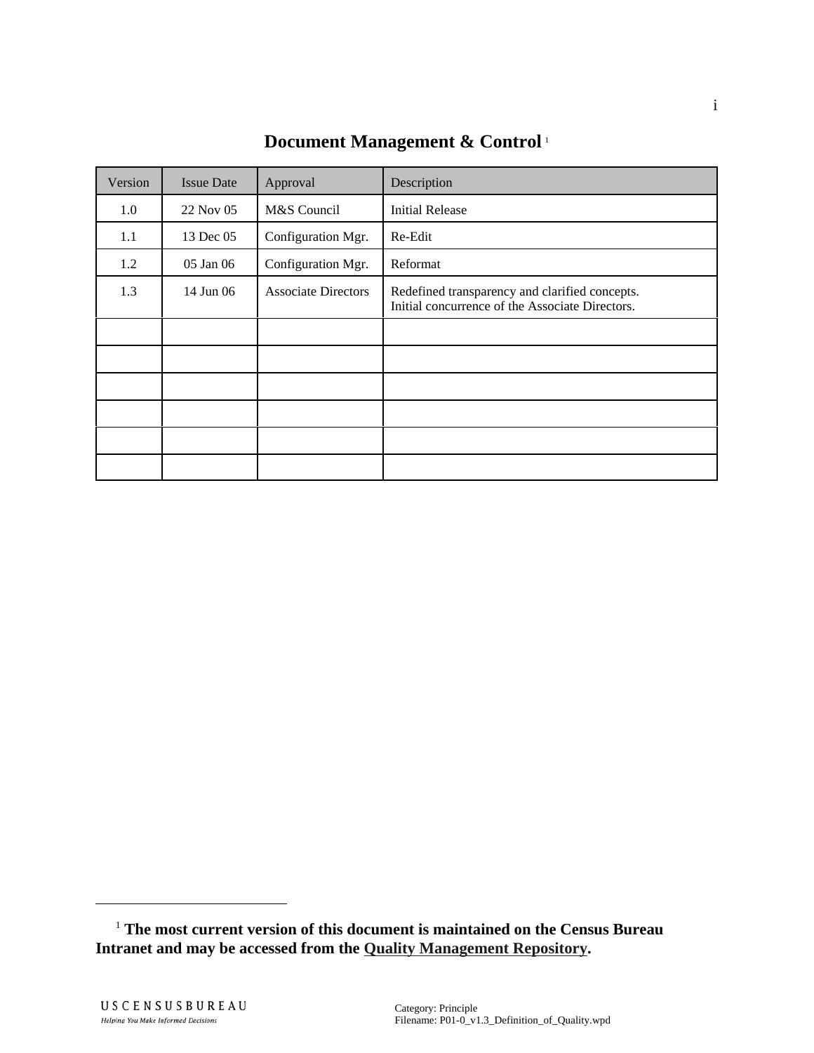# Document Management & Control [1]

| Version | Issue Date | Approval | Description |
|---|---|---|---|
| 1.0 | 22 Nov 05 | M&S Council | Initial Release |
| 1.1 | 13 Dec 05 | Configuration Mgr. | Re-Edit |
| 1.2 | 05 Jan 06 | Configuration Mgr. | Reformat |
| 1.3 | 14 Jun 06 | Associate Directors | Redefined transparency and clarified concepts. Initial concurrence of the Associate Directors. |
| | | | |
| | | | |
| | | | |
| | | | |
| | | | |
| | | | |

[1] **The most current version of this document is maintained on the Census Bureau Intranet and may be accessed from the Quality Management Repository.**

Category: Principle
Filename: P01-0_v1.3_Definition_of_Quality.wpd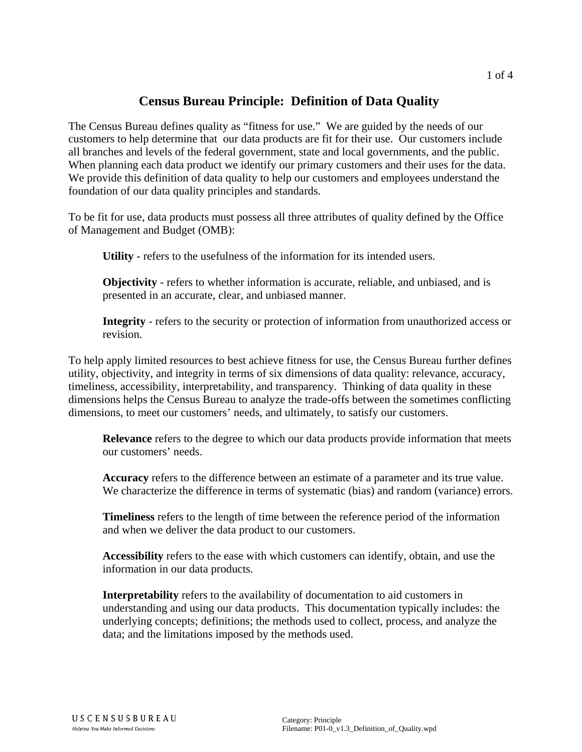# Census Bureau Principle: Definition of Data Quality

The Census Bureau defines quality as "fitness for use." We are guided by the needs of our customers to help determine that our data products are fit for their use. Our customers include all branches and levels of the federal government, state and local governments, and the public. When planning each data product we identify our primary customers and their uses for the data. We provide this definition of data quality to help our customers and employees understand the foundation of our data quality principles and standards.

To be fit for use, data products must possess all three attributes of quality defined by the Office of Management and Budget (OMB):

> **Utility** - refers to the usefulness of the information for its intended users.
>
> **Objectivity** - refers to whether information is accurate, reliable, and unbiased, and is presented in an accurate, clear, and unbiased manner.
>
> **Integrity** - refers to the security or protection of information from unauthorized access or revision.

To help apply limited resources to best achieve fitness for use, the Census Bureau further defines utility, objectivity, and integrity in terms of six dimensions of data quality: relevance, accuracy, timeliness, accessibility, interpretability, and transparency. Thinking of data quality in these dimensions helps the Census Bureau to analyze the trade-offs between the sometimes conflicting dimensions, to meet our customers' needs, and ultimately, to satisfy our customers.

> **Relevance** refers to the degree to which our data products provide information that meets our customers' needs.
>
> **Accuracy** refers to the difference between an estimate of a parameter and its true value. We characterize the difference in terms of systematic (bias) and random (variance) errors.
>
> **Timeliness** refers to the length of time between the reference period of the information and when we deliver the data product to our customers.
>
> **Accessibility** refers to the ease with which customers can identify, obtain, and use the information in our data products.
>
> **Interpretability** refers to the availability of documentation to aid customers in understanding and using our data products. This documentation typically includes: the underlying concepts; definitions; the methods used to collect, process, and analyze the data; and the limitations imposed by the methods used.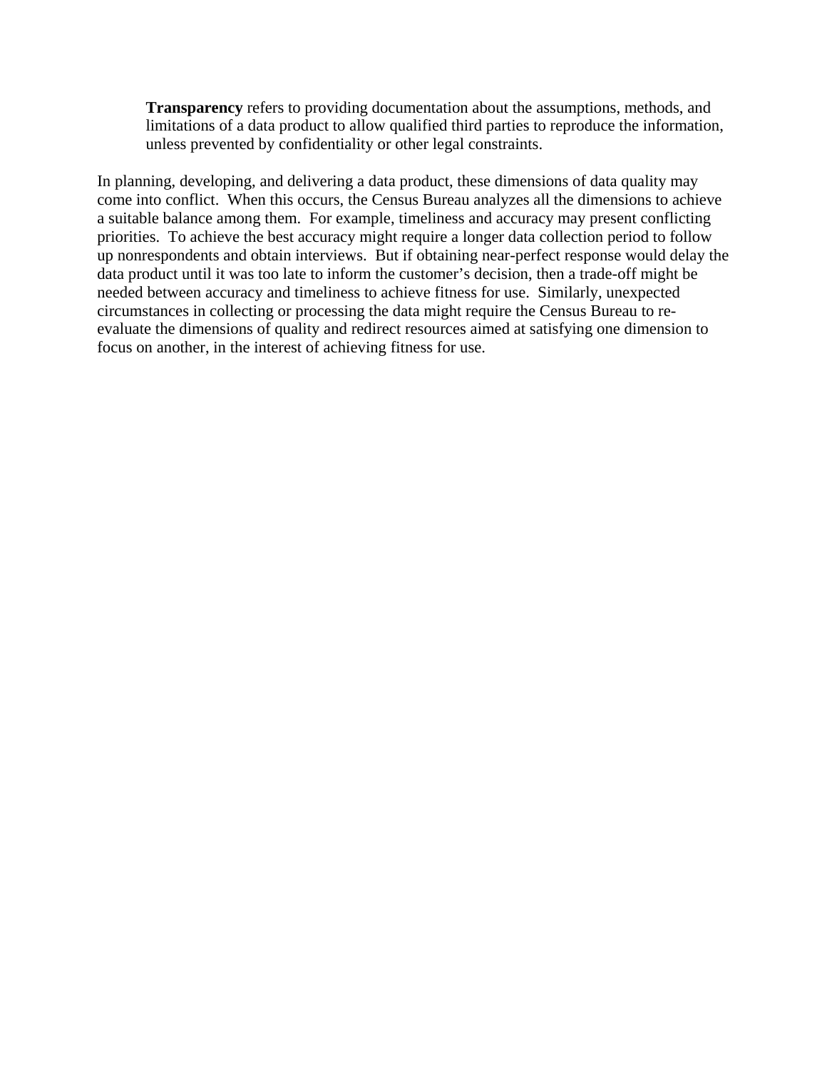**Transparency** refers to providing documentation about the assumptions, methods, and limitations of a data product to allow qualified third parties to reproduce the information, unless prevented by confidentiality or other legal constraints.

In planning, developing, and delivering a data product, these dimensions of data quality may come into conflict. When this occurs, the Census Bureau analyzes all the dimensions to achieve a suitable balance among them. For example, timeliness and accuracy may present conflicting priorities. To achieve the best accuracy might require a longer data collection period to follow up nonrespondents and obtain interviews. But if obtaining near-perfect response would delay the data product until it was too late to inform the customer's decision, then a trade-off might be needed between accuracy and timeliness to achieve fitness for use. Similarly, unexpected circumstances in collecting or processing the data might require the Census Bureau to re-evaluate the dimensions of quality and redirect resources aimed at satisfying one dimension to focus on another, in the interest of achieving fitness for use.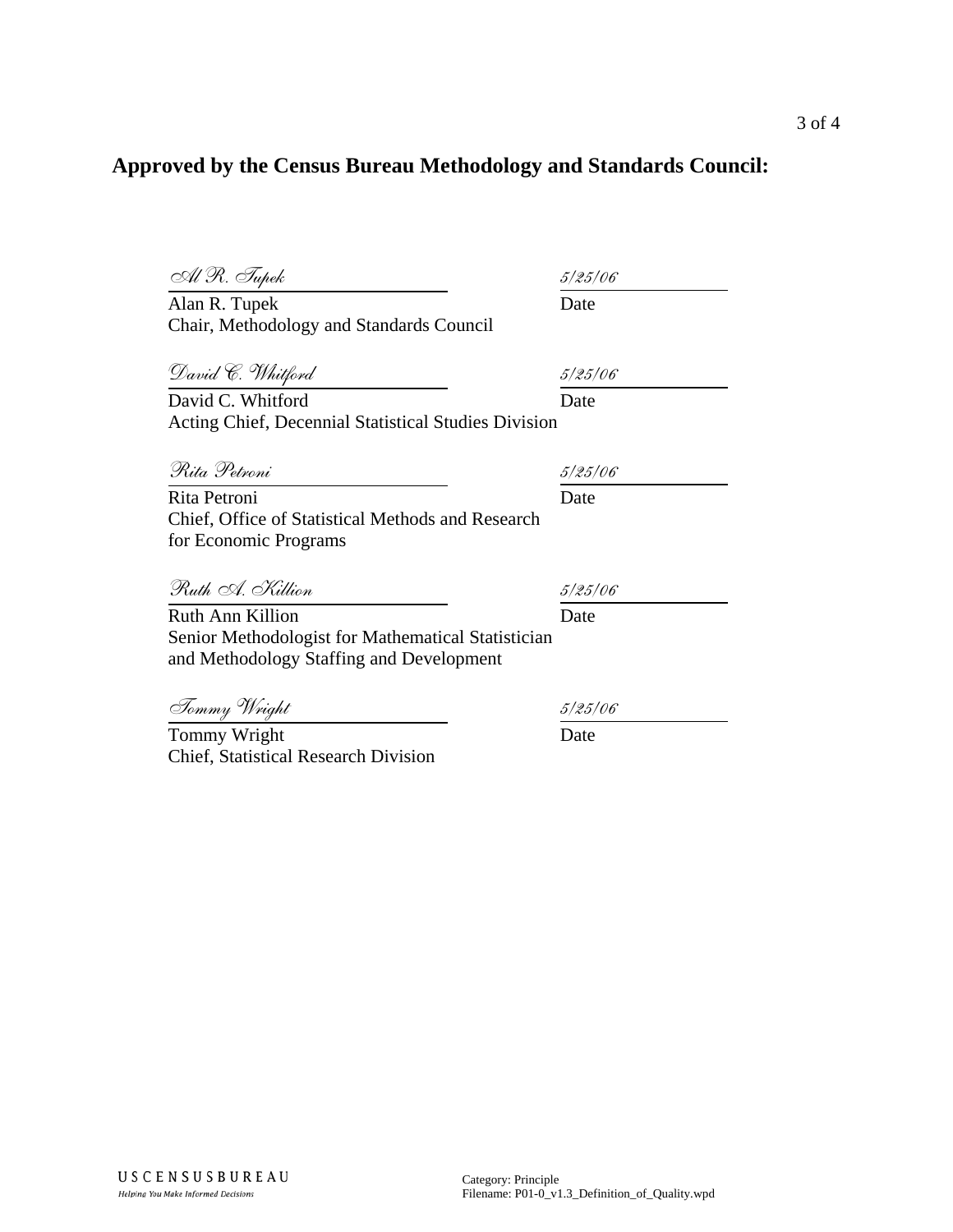## Approved by the Census Bureau Methodology and Standards Council:

*Al R. Tupek* — *5/25/06*

Alan R. Tupek — Date
Chair, Methodology and Standards Council

*David C. Whitford* — *5/25/06*

David C. Whitford — Date
Acting Chief, Decennial Statistical Studies Division

*Rita Petroni* — *5/25/06*

Rita Petroni — Date
Chief, Office of Statistical Methods and Research for Economic Programs

*Ruth A. Killion* — *5/25/06*

Ruth Ann Killion — Date
Senior Methodologist for Mathematical Statistician and Methodology Staffing and Development

*Tommy Wright* — *5/25/06*

Tommy Wright — Date
Chief, Statistical Research Division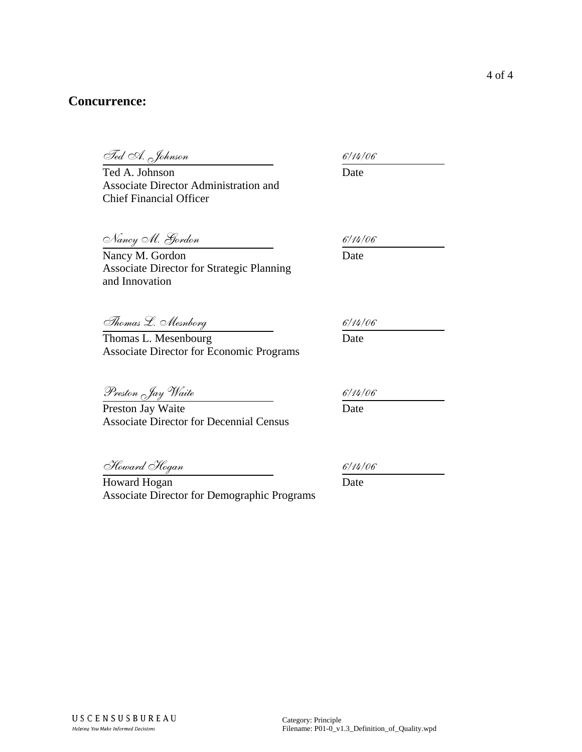## Concurrence:

*Ted A. Johnson* — 6/14/06

Ted A. Johnson
Associate Director Administration and
Chief Financial Officer
Date

*Nancy M. Gordon* — 6/14/06

Nancy M. Gordon
Associate Director for Strategic Planning
and Innovation
Date

*Thomas L. Mesnborg* — 6/14/06

Thomas L. Mesenbourg
Associate Director for Economic Programs
Date

*Preston Jay Waite* — 6/14/06

Preston Jay Waite
Associate Director for Decennial Census
Date

*Howard Hogan* — 6/14/06

Howard Hogan
Associate Director for Demographic Programs
Date

U S C E N S U S B U R E A U
*Helping You Make Informed Decisions*

Category: Principle
Filename: P01-0_v1.3_Definition_of_Quality.wpd